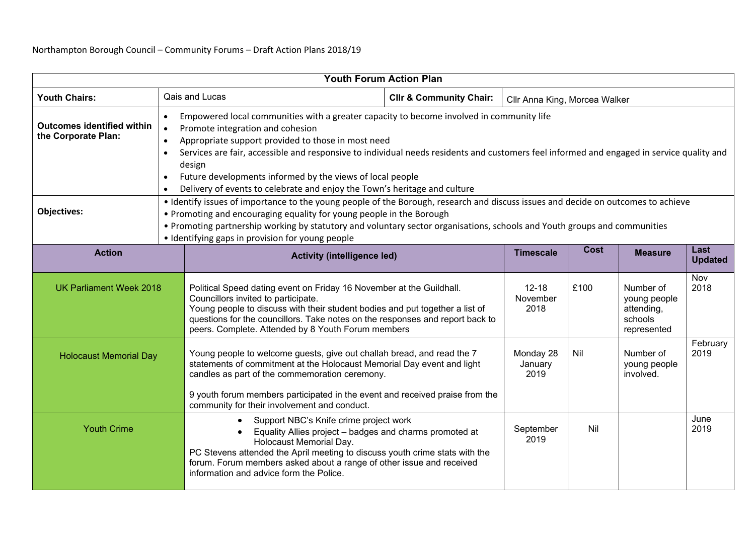Northampton Borough Council – Community Forums – Draft Action Plans 2018/19

**Youth Forum Action Plan**

| | | | |
|---|---|---|---|
| **Youth Chairs:** | Qais and Lucas | **Cllr & Community Chair:** | Cllr Anna King, Morcea Walker |
| **Outcomes identified within the Corporate Plan:** | • Empowered local communities with a greater capacity to become involved in community life<br>• Promote integration and cohesion<br>• Appropriate support provided to those in most need<br>• Services are fair, accessible and responsive to individual needs residents and customers feel informed and engaged in service quality and design<br>• Future developments informed by the views of local people<br>• Delivery of events to celebrate and enjoy the Town's heritage and culture | | |
| **Objectives:** | • Identify issues of importance to the young people of the Borough, research and discuss issues and decide on outcomes to achieve<br>• Promoting and encouraging equality for young people in the Borough<br>• Promoting partnership working by statutory and voluntary sector organisations, schools and Youth groups and communities<br>• Identifying gaps in provision for young people | | |

| Action | Activity (intelligence led) | Timescale | Cost | Measure | Last Updated |
|---|---|---|---|---|---|
| UK Parliament Week 2018 | Political Speed dating event on Friday 16 November at the Guildhall. Councillors invited to participate. Young people to discuss with their student bodies and put together a list of questions for the councillors. Take notes on the responses and report back to peers. Complete. Attended by 8 Youth Forum members | 12-18 November 2018 | £100 | Number of young people attending, schools represented | Nov 2018 |
| Holocaust Memorial Day | Young people to welcome guests, give out challah bread, and read the 7 statements of commitment at the Holocaust Memorial Day event and light candles as part of the commemoration ceremony.<br><br>9 youth forum members participated in the event and received praise from the community for their involvement and conduct. | Monday 28 January 2019 | Nil | Number of young people involved. | February 2019 |
| Youth Crime | • Support NBC's Knife crime project work<br>• Equality Allies project – badges and charms promoted at Holocaust Memorial Day.<br>PC Stevens attended the April meeting to discuss youth crime stats with the forum. Forum members asked about a range of other issue and received information and advice form the Police. | September 2019 | Nil | | June 2019 |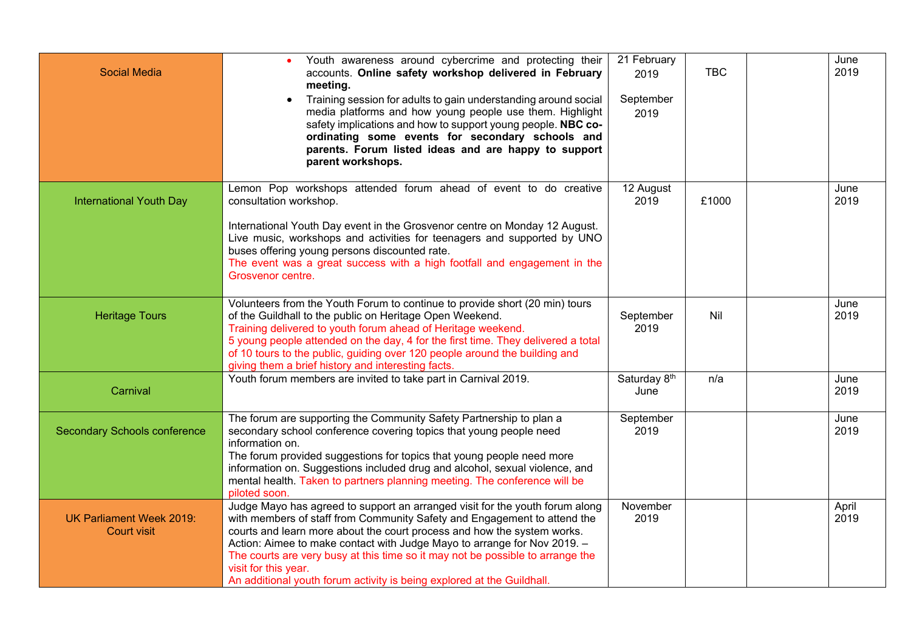| | | | | | |
|---|---|---|---|---|---|
| Social Media | • Youth awareness around cybercrime and protecting their accounts. **Online safety workshop delivered in February meeting.**<br>• Training session for adults to gain understanding around social media platforms and how young people use them. Highlight safety implications and how to support young people. **NBC co-ordinating some events for secondary schools and parents. Forum listed ideas and are happy to support parent workshops.** | 21 February 2019<br><br>September 2019 | TBC | | June 2019 |
| International Youth Day | Lemon Pop workshops attended forum ahead of event to do creative consultation workshop.<br><br>International Youth Day event in the Grosvenor centre on Monday 12 August. Live music, workshops and activities for teenagers and supported by UNO buses offering young persons discounted rate.<br>The event was a great success with a high footfall and engagement in the Grosvenor centre. | 12 August 2019 | £1000 | | June 2019 |
| Heritage Tours | Volunteers from the Youth Forum to continue to provide short (20 min) tours of the Guildhall to the public on Heritage Open Weekend.<br>Training delivered to youth forum ahead of Heritage weekend.<br>5 young people attended on the day, 4 for the first time. They delivered a total of 10 tours to the public, guiding over 120 people around the building and giving them a brief history and interesting facts. | September 2019 | Nil | | June 2019 |
| Carnival | Youth forum members are invited to take part in Carnival 2019. | Saturday 8th June | n/a | | June 2019 |
| Secondary Schools conference | The forum are supporting the Community Safety Partnership to plan a secondary school conference covering topics that young people need information on.<br>The forum provided suggestions for topics that young people need more information on. Suggestions included drug and alcohol, sexual violence, and mental health. Taken to partners planning meeting. The conference will be piloted soon. | September 2019 | | | June 2019 |
| UK Parliament Week 2019: Court visit | Judge Mayo has agreed to support an arranged visit for the youth forum along with members of staff from Community Safety and Engagement to attend the courts and learn more about the court process and how the system works.<br>Action: Aimee to make contact with Judge Mayo to arrange for Nov 2019. – The courts are very busy at this time so it may not be possible to arrange the visit for this year.<br>An additional youth forum activity is being explored at the Guildhall. | November 2019 | | | April 2019 |